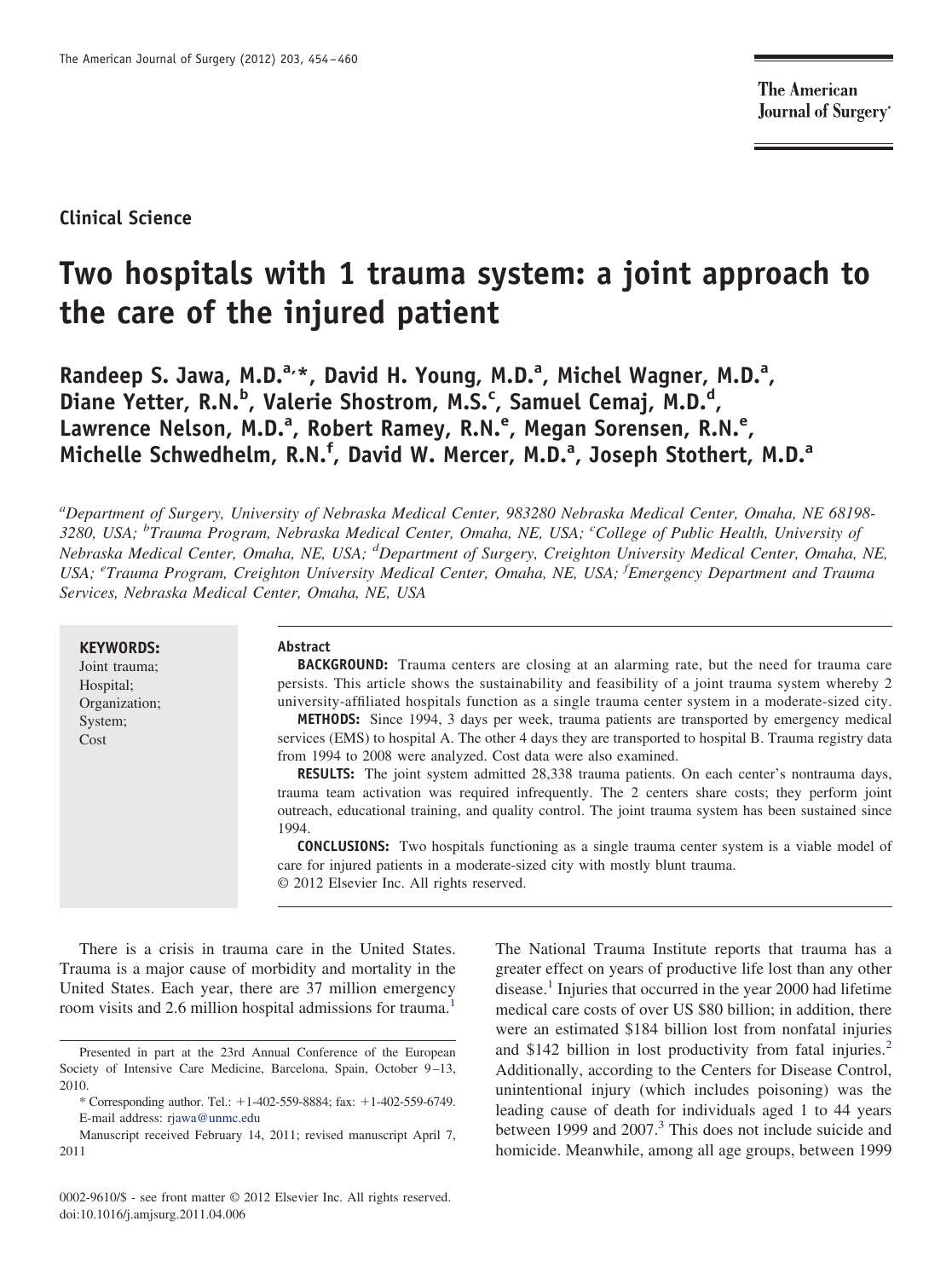Clinical Science

# Two hospitals with 1 trauma system: a joint approach to the care of the injured patient

**Randeep S. Jawa, M.D.[a,*], David H. Young, M.D.[a], Michel Wagner, M.D.[a], Diane Yetter, R.N.[b], Valerie Shostrom, M.S.[c], Samuel Cemaj, M.D.[d], Lawrence Nelson, M.D.[a], Robert Ramey, R.N.[e], Megan Sorensen, R.N.[e], Michelle Schwedhelm, R.N.[f], David W. Mercer, M.D.[a], Joseph Stothert, M.D.[a]**

*[a]Department of Surgery, University of Nebraska Medical Center, 983280 Nebraska Medical Center, Omaha, NE 68198-3280, USA; [b]Trauma Program, Nebraska Medical Center, Omaha, NE, USA; [c]College of Public Health, University of Nebraska Medical Center, Omaha, NE, USA; [d]Department of Surgery, Creighton University Medical Center, Omaha, NE, USA; [e]Trauma Program, Creighton University Medical Center, Omaha, NE, USA; [f]Emergency Department and Trauma Services, Nebraska Medical Center, Omaha, NE, USA*

**KEYWORDS:**
Joint trauma;
Hospital;
Organization;
System;
Cost

**Abstract**

**BACKGROUND:** Trauma centers are closing at an alarming rate, but the need for trauma care persists. This article shows the sustainability and feasibility of a joint trauma system whereby 2 university-affiliated hospitals function as a single trauma center system in a moderate-sized city.

**METHODS:** Since 1994, 3 days per week, trauma patients are transported by emergency medical services (EMS) to hospital A. The other 4 days they are transported to hospital B. Trauma registry data from 1994 to 2008 were analyzed. Cost data were also examined.

**RESULTS:** The joint system admitted 28,338 trauma patients. On each center's nontrauma days, trauma team activation was required infrequently. The 2 centers share costs; they perform joint outreach, educational training, and quality control. The joint trauma system has been sustained since 1994.

**CONCLUSIONS:** Two hospitals functioning as a single trauma center system is a viable model of care for injured patients in a moderate-sized city with mostly blunt trauma.

© 2012 Elsevier Inc. All rights reserved.

There is a crisis in trauma care in the United States. Trauma is a major cause of morbidity and mortality in the United States. Each year, there are 37 million emergency room visits and 2.6 million hospital admissions for trauma.[1] The National Trauma Institute reports that trauma has a greater effect on years of productive life lost than any other disease.[1] Injuries that occurred in the year 2000 had lifetime medical care costs of over US $80 billion; in addition, there were an estimated $184 billion lost from nonfatal injuries and $142 billion in lost productivity from fatal injuries.[2] Additionally, according to the Centers for Disease Control, unintentional injury (which includes poisoning) was the leading cause of death for individuals aged 1 to 44 years between 1999 and 2007.[3] This does not include suicide and homicide. Meanwhile, among all age groups, between 1999

Presented in part at the 23rd Annual Conference of the European Society of Intensive Care Medicine, Barcelona, Spain, October 9–13, 2010.

\* Corresponding author. Tel.: +1-402-559-8884; fax: +1-402-559-6749. E-mail address: rjawa@unmc.edu

Manuscript received February 14, 2011; revised manuscript April 7, 2011

0002-9610/$ - see front matter © 2012 Elsevier Inc. All rights reserved.
doi:10.1016/j.amjsurg.2011.04.006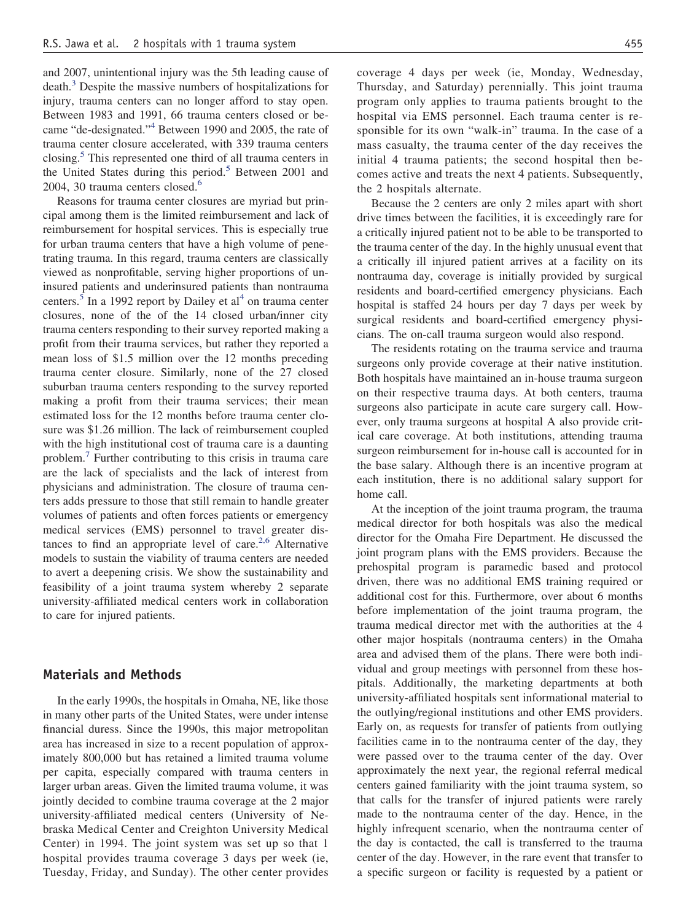and 2007, unintentional injury was the 5th leading cause of death.[3] Despite the massive numbers of hospitalizations for injury, trauma centers can no longer afford to stay open. Between 1983 and 1991, 66 trauma centers closed or became "de-designated."[4] Between 1990 and 2005, the rate of trauma center closure accelerated, with 339 trauma centers closing.[5] This represented one third of all trauma centers in the United States during this period.[5] Between 2001 and 2004, 30 trauma centers closed.[6]

Reasons for trauma center closures are myriad but principal among them is the limited reimbursement and lack of reimbursement for hospital services. This is especially true for urban trauma centers that have a high volume of penetrating trauma. In this regard, trauma centers are classically viewed as nonprofitable, serving higher proportions of uninsured patients and underinsured patients than nontrauma centers.[5] In a 1992 report by Dailey et al[4] on trauma center closures, none of the of the 14 closed urban/inner city trauma centers responding to their survey reported making a profit from their trauma services, but rather they reported a mean loss of $1.5 million over the 12 months preceding trauma center closure. Similarly, none of the 27 closed suburban trauma centers responding to the survey reported making a profit from their trauma services; their mean estimated loss for the 12 months before trauma center closure was $1.26 million. The lack of reimbursement coupled with the high institutional cost of trauma care is a daunting problem.[7] Further contributing to this crisis in trauma care are the lack of specialists and the lack of interest from physicians and administration. The closure of trauma centers adds pressure to those that still remain to handle greater volumes of patients and often forces patients or emergency medical services (EMS) personnel to travel greater distances to find an appropriate level of care.[2,6] Alternative models to sustain the viability of trauma centers are needed to avert a deepening crisis. We show the sustainability and feasibility of a joint trauma system whereby 2 separate university-affiliated medical centers work in collaboration to care for injured patients.

## Materials and Methods

In the early 1990s, the hospitals in Omaha, NE, like those in many other parts of the United States, were under intense financial duress. Since the 1990s, this major metropolitan area has increased in size to a recent population of approximately 800,000 but has retained a limited trauma volume per capita, especially compared with trauma centers in larger urban areas. Given the limited trauma volume, it was jointly decided to combine trauma coverage at the 2 major university-affiliated medical centers (University of Nebraska Medical Center and Creighton University Medical Center) in 1994. The joint system was set up so that 1 hospital provides trauma coverage 3 days per week (ie, Tuesday, Friday, and Sunday). The other center provides coverage 4 days per week (ie, Monday, Wednesday, Thursday, and Saturday) perennially. This joint trauma program only applies to trauma patients brought to the hospital via EMS personnel. Each trauma center is responsible for its own "walk-in" trauma. In the case of a mass casualty, the trauma center of the day receives the initial 4 trauma patients; the second hospital then becomes active and treats the next 4 patients. Subsequently, the 2 hospitals alternate.

Because the 2 centers are only 2 miles apart with short drive times between the facilities, it is exceedingly rare for a critically injured patient not to be able to be transported to the trauma center of the day. In the highly unusual event that a critically ill injured patient arrives at a facility on its nontrauma day, coverage is initially provided by surgical residents and board-certified emergency physicians. Each hospital is staffed 24 hours per day 7 days per week by surgical residents and board-certified emergency physicians. The on-call trauma surgeon would also respond.

The residents rotating on the trauma service and trauma surgeons only provide coverage at their native institution. Both hospitals have maintained an in-house trauma surgeon on their respective trauma days. At both centers, trauma surgeons also participate in acute care surgery call. However, only trauma surgeons at hospital A also provide critical care coverage. At both institutions, attending trauma surgeon reimbursement for in-house call is accounted for in the base salary. Although there is an incentive program at each institution, there is no additional salary support for home call.

At the inception of the joint trauma program, the trauma medical director for both hospitals was also the medical director for the Omaha Fire Department. He discussed the joint program plans with the EMS providers. Because the prehospital program is paramedic based and protocol driven, there was no additional EMS training required or additional cost for this. Furthermore, over about 6 months before implementation of the joint trauma program, the trauma medical director met with the authorities at the 4 other major hospitals (nontrauma centers) in the Omaha area and advised them of the plans. There were both individual and group meetings with personnel from these hospitals. Additionally, the marketing departments at both university-affiliated hospitals sent informational material to the outlying/regional institutions and other EMS providers. Early on, as requests for transfer of patients from outlying facilities came in to the nontrauma center of the day, they were passed over to the trauma center of the day. Over approximately the next year, the regional referral medical centers gained familiarity with the joint trauma system, so that calls for the transfer of injured patients were rarely made to the nontrauma center of the day. Hence, in the highly infrequent scenario, when the nontrauma center of the day is contacted, the call is transferred to the trauma center of the day. However, in the rare event that transfer to a specific surgeon or facility is requested by a patient or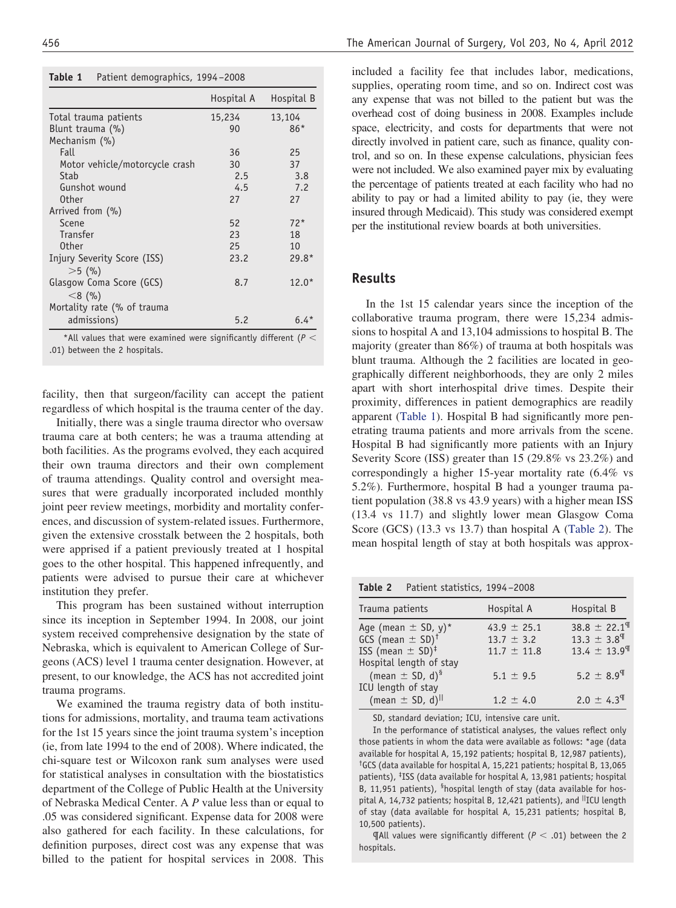**Table 1** Patient demographics, 1994–2008

| | Hospital A | Hospital B |
|---|---|---|
| Total trauma patients | 15,234 | 13,104 |
| Blunt trauma (%) | 90 | 86* |
| Mechanism (%) | | |
| Fall | 36 | 25 |
| Motor vehicle/motorcycle crash | 30 | 37 |
| Stab | 2.5 | 3.8 |
| Gunshot wound | 4.5 | 7.2 |
| Other | 27 | 27 |
| Arrived from (%) | | |
| Scene | 52 | 72* |
| Transfer | 23 | 18 |
| Other | 25 | 10 |
| Injury Severity Score (ISS) >5 (%) | 23.2 | 29.8* |
| Glasgow Coma Score (GCS) <8 (%) | 8.7 | 12.0* |
| Mortality rate (% of trauma admissions) | 5.2 | 6.4* |

*All values that were examined were significantly different ($P < .01$) between the 2 hospitals.

facility, then that surgeon/facility can accept the patient regardless of which hospital is the trauma center of the day.

Initially, there was a single trauma director who oversaw trauma care at both centers; he was a trauma attending at both facilities. As the programs evolved, they each acquired their own trauma directors and their own complement of trauma attendings. Quality control and oversight measures that were gradually incorporated included monthly joint peer review meetings, morbidity and mortality conferences, and discussion of system-related issues. Furthermore, given the extensive crosstalk between the 2 hospitals, both were apprised if a patient previously treated at 1 hospital goes to the other hospital. This happened infrequently, and patients were advised to pursue their care at whichever institution they prefer.

This program has been sustained without interruption since its inception in September 1994. In 2008, our joint system received comprehensive designation by the state of Nebraska, which is equivalent to American College of Surgeons (ACS) level 1 trauma center designation. However, at present, to our knowledge, the ACS has not accredited joint trauma programs.

We examined the trauma registry data of both institutions for admissions, mortality, and trauma team activations for the 1st 15 years since the joint trauma system's inception (ie, from late 1994 to the end of 2008). Where indicated, the chi-square test or Wilcoxon rank sum analyses were used for statistical analyses in consultation with the biostatistics department of the College of Public Health at the University of Nebraska Medical Center. A $P$ value less than or equal to .05 was considered significant. Expense data for 2008 were also gathered for each facility. In these calculations, for definition purposes, direct cost was any expense that was billed to the patient for hospital services in 2008. This included a facility fee that includes labor, medications, supplies, operating room time, and so on. Indirect cost was any expense that was not billed to the patient but was the overhead cost of doing business in 2008. Examples include space, electricity, and costs for departments that were not directly involved in patient care, such as finance, quality control, and so on. In these expense calculations, physician fees were not included. We also examined payer mix by evaluating the percentage of patients treated at each facility who had no ability to pay or had a limited ability to pay (ie, they were insured through Medicaid). This study was considered exempt per the institutional review boards at both universities.

## Results

In the 1st 15 calendar years since the inception of the collaborative trauma program, there were 15,234 admissions to hospital A and 13,104 admissions to hospital B. The majority (greater than 86%) of trauma at both hospitals was blunt trauma. Although the 2 facilities are located in geographically different neighborhoods, they are only 2 miles apart with short interhospital drive times. Despite their proximity, differences in patient demographics are readily apparent (Table 1). Hospital B had significantly more penetrating trauma patients and more arrivals from the scene. Hospital B had significantly more patients with an Injury Severity Score (ISS) greater than 15 (29.8% vs 23.2%) and correspondingly a higher 15-year mortality rate (6.4% vs 5.2%). Furthermore, hospital B had a younger trauma patient population (38.8 vs 43.9 years) with a higher mean ISS (13.4 vs 11.7) and slightly lower mean Glasgow Coma Score (GCS) (13.3 vs 13.7) than hospital A (Table 2). The mean hospital length of stay at both hospitals was approx-

**Table 2** Patient statistics, 1994–2008

| Trauma patients | Hospital A | Hospital B |
|---|---|---|
| Age (mean ± SD, y)* | 43.9 ± 25.1 | 38.8 ± 22.1¶ |
| GCS (mean ± SD)† | 13.7 ± 3.2 | 13.3 ± 3.8¶ |
| ISS (mean ± SD)‡ | 11.7 ± 11.8 | 13.4 ± 13.9¶ |
| Hospital length of stay (mean ± SD, d)§ | 5.1 ± 9.5 | 5.2 ± 8.9¶ |
| ICU length of stay (mean ± SD, d)‖ | 1.2 ± 4.0 | 2.0 ± 4.3¶ |

SD, standard deviation; ICU, intensive care unit.

In the performance of statistical analyses, the values reflect only those patients in whom the data were available as follows: *age (data available for hospital A, 15,192 patients; hospital B, 12,987 patients), †GCS (data available for hospital A, 15,221 patients; hospital B, 13,065 patients), ‡ISS (data available for hospital A, 13,981 patients; hospital B, 11,951 patients), §hospital length of stay (data available for hospital A, 14,732 patients; hospital B, 12,421 patients), and ‖ICU length of stay (data available for hospital A, 15,231 patients; hospital B, 10,500 patients).

¶All values were significantly different ($P < .01$) between the 2 hospitals.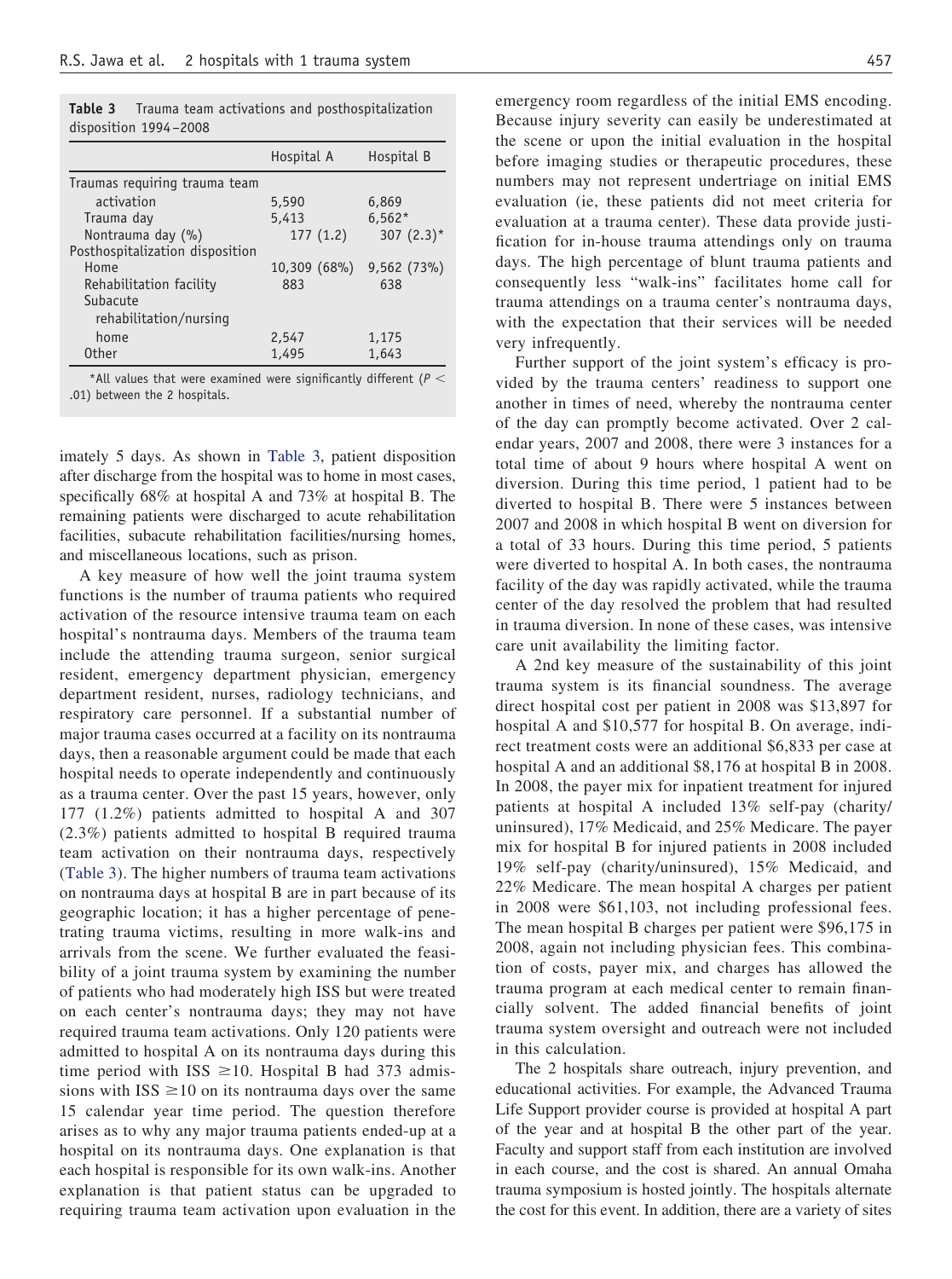**Table 3** Trauma team activations and posthospitalization disposition 1994–2008

| | Hospital A | Hospital B |
|---|---|---|
| Traumas requiring trauma team activation | 5,590 | 6,869 |
| Trauma day | 5,413 | 6,562* |
| Nontrauma day (%) | 177 (1.2) | 307 (2.3)* |
| Posthospitalization disposition | | |
| Home | 10,309 (68%) | 9,562 (73%) |
| Rehabilitation facility | 883 | 638 |
| Subacute rehabilitation/nursing home | 2,547 | 1,175 |
| Other | 1,495 | 1,643 |

*All values that were examined were significantly different ($P < .01$) between the 2 hospitals.

imately 5 days. As shown in Table 3, patient disposition after discharge from the hospital was to home in most cases, specifically 68% at hospital A and 73% at hospital B. The remaining patients were discharged to acute rehabilitation facilities, subacute rehabilitation facilities/nursing homes, and miscellaneous locations, such as prison.

A key measure of how well the joint trauma system functions is the number of trauma patients who required activation of the resource intensive trauma team on each hospital's nontrauma days. Members of the trauma team include the attending trauma surgeon, senior surgical resident, emergency department physician, emergency department resident, nurses, radiology technicians, and respiratory care personnel. If a substantial number of major trauma cases occurred at a facility on its nontrauma days, then a reasonable argument could be made that each hospital needs to operate independently and continuously as a trauma center. Over the past 15 years, however, only 177 (1.2%) patients admitted to hospital A and 307 (2.3%) patients admitted to hospital B required trauma team activation on their nontrauma days, respectively (Table 3). The higher numbers of trauma team activations on nontrauma days at hospital B are in part because of its geographic location; it has a higher percentage of penetrating trauma victims, resulting in more walk-ins and arrivals from the scene. We further evaluated the feasibility of a joint trauma system by examining the number of patients who had moderately high ISS but were treated on each center's nontrauma days; they may not have required trauma team activations. Only 120 patients were admitted to hospital A on its nontrauma days during this time period with ISS ≥10. Hospital B had 373 admissions with ISS ≥10 on its nontrauma days over the same 15 calendar year time period. The question therefore arises as to why any major trauma patients ended-up at a hospital on its nontrauma days. One explanation is that each hospital is responsible for its own walk-ins. Another explanation is that patient status can be upgraded to requiring trauma team activation upon evaluation in the emergency room regardless of the initial EMS encoding. Because injury severity can easily be underestimated at the scene or upon the initial evaluation in the hospital before imaging studies or therapeutic procedures, these numbers may not represent undertriage on initial EMS evaluation (ie, these patients did not meet criteria for evaluation at a trauma center). These data provide justification for in-house trauma attendings only on trauma days. The high percentage of blunt trauma patients and consequently less "walk-ins" facilitates home call for trauma attendings on a trauma center's nontrauma days, with the expectation that their services will be needed very infrequently.

Further support of the joint system's efficacy is provided by the trauma centers' readiness to support one another in times of need, whereby the nontrauma center of the day can promptly become activated. Over 2 calendar years, 2007 and 2008, there were 3 instances for a total time of about 9 hours where hospital A went on diversion. During this time period, 1 patient had to be diverted to hospital B. There were 5 instances between 2007 and 2008 in which hospital B went on diversion for a total of 33 hours. During this time period, 5 patients were diverted to hospital A. In both cases, the nontrauma facility of the day was rapidly activated, while the trauma center of the day resolved the problem that had resulted in trauma diversion. In none of these cases, was intensive care unit availability the limiting factor.

A 2nd key measure of the sustainability of this joint trauma system is its financial soundness. The average direct hospital cost per patient in 2008 was $13,897 for hospital A and $10,577 for hospital B. On average, indirect treatment costs were an additional $6,833 per case at hospital A and an additional $8,176 at hospital B in 2008. In 2008, the payer mix for inpatient treatment for injured patients at hospital A included 13% self-pay (charity/uninsured), 17% Medicaid, and 25% Medicare. The payer mix for hospital B for injured patients in 2008 included 19% self-pay (charity/uninsured), 15% Medicaid, and 22% Medicare. The mean hospital A charges per patient in 2008 were $61,103, not including professional fees. The mean hospital B charges per patient were $96,175 in 2008, again not including physician fees. This combination of costs, payer mix, and charges has allowed the trauma program at each medical center to remain financially solvent. The added financial benefits of joint trauma system oversight and outreach were not included in this calculation.

The 2 hospitals share outreach, injury prevention, and educational activities. For example, the Advanced Trauma Life Support provider course is provided at hospital A part of the year and at hospital B the other part of the year. Faculty and support staff from each institution are involved in each course, and the cost is shared. An annual Omaha trauma symposium is hosted jointly. The hospitals alternate the cost for this event. In addition, there are a variety of sites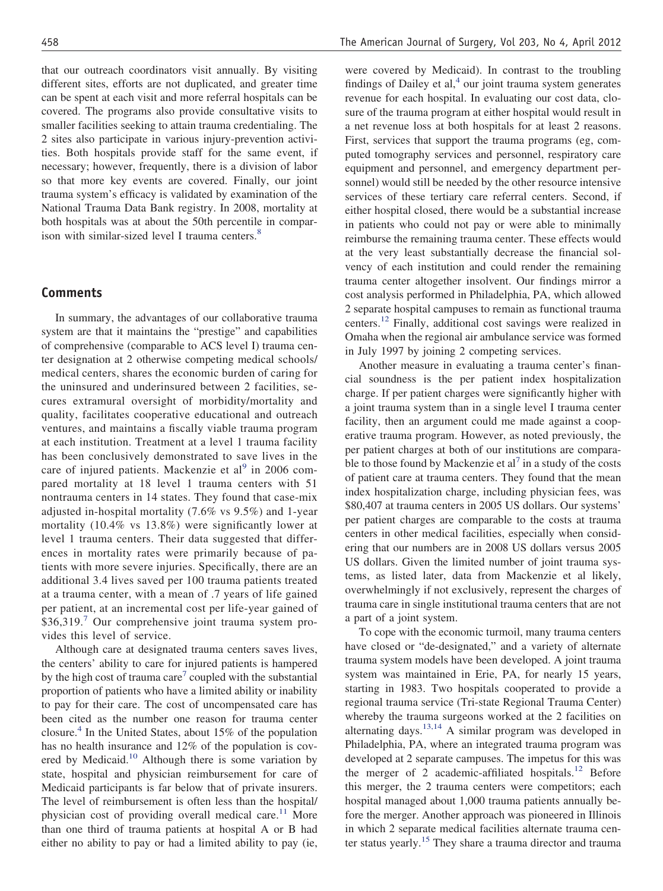that our outreach coordinators visit annually. By visiting different sites, efforts are not duplicated, and greater time can be spent at each visit and more referral hospitals can be covered. The programs also provide consultative visits to smaller facilities seeking to attain trauma credentialing. The 2 sites also participate in various injury-prevention activities. Both hospitals provide staff for the same event, if necessary; however, frequently, there is a division of labor so that more key events are covered. Finally, our joint trauma system's efficacy is validated by examination of the National Trauma Data Bank registry. In 2008, mortality at both hospitals was at about the 50th percentile in comparison with similar-sized level I trauma centers.[8]

## Comments

In summary, the advantages of our collaborative trauma system are that it maintains the "prestige" and capabilities of comprehensive (comparable to ACS level I) trauma center designation at 2 otherwise competing medical schools/ medical centers, shares the economic burden of caring for the uninsured and underinsured between 2 facilities, secures extramural oversight of morbidity/mortality and quality, facilitates cooperative educational and outreach ventures, and maintains a fiscally viable trauma program at each institution. Treatment at a level 1 trauma facility has been conclusively demonstrated to save lives in the care of injured patients. Mackenzie et al[9] in 2006 compared mortality at 18 level 1 trauma centers with 51 nontrauma centers in 14 states. They found that case-mix adjusted in-hospital mortality (7.6% vs 9.5%) and 1-year mortality (10.4% vs 13.8%) were significantly lower at level 1 trauma centers. Their data suggested that differences in mortality rates were primarily because of patients with more severe injuries. Specifically, there are an additional 3.4 lives saved per 100 trauma patients treated at a trauma center, with a mean of .7 years of life gained per patient, at an incremental cost per life-year gained of $36,319.[7] Our comprehensive joint trauma system provides this level of service.

Although care at designated trauma centers saves lives, the centers' ability to care for injured patients is hampered by the high cost of trauma care[7] coupled with the substantial proportion of patients who have a limited ability or inability to pay for their care. The cost of uncompensated care has been cited as the number one reason for trauma center closure.[4] In the United States, about 15% of the population has no health insurance and 12% of the population is covered by Medicaid.[10] Although there is some variation by state, hospital and physician reimbursement for care of Medicaid participants is far below that of private insurers. The level of reimbursement is often less than the hospital/ physician cost of providing overall medical care.[11] More than one third of trauma patients at hospital A or B had either no ability to pay or had a limited ability to pay (ie, were covered by Medicaid). In contrast to the troubling findings of Dailey et al,[4] our joint trauma system generates revenue for each hospital. In evaluating our cost data, closure of the trauma program at either hospital would result in a net revenue loss at both hospitals for at least 2 reasons. First, services that support the trauma programs (eg, computed tomography services and personnel, respiratory care equipment and personnel, and emergency department personnel) would still be needed by the other resource intensive services of these tertiary care referral centers. Second, if either hospital closed, there would be a substantial increase in patients who could not pay or were able to minimally reimburse the remaining trauma center. These effects would at the very least substantially decrease the financial solvency of each institution and could render the remaining trauma center altogether insolvent. Our findings mirror a cost analysis performed in Philadelphia, PA, which allowed 2 separate hospital campuses to remain as functional trauma centers.[12] Finally, additional cost savings were realized in Omaha when the regional air ambulance service was formed in July 1997 by joining 2 competing services.

Another measure in evaluating a trauma center's financial soundness is the per patient index hospitalization charge. If per patient charges were significantly higher with a joint trauma system than in a single level I trauma center facility, then an argument could me made against a cooperative trauma program. However, as noted previously, the per patient charges at both of our institutions are comparable to those found by Mackenzie et al[7] in a study of the costs of patient care at trauma centers. They found that the mean index hospitalization charge, including physician fees, was $80,407 at trauma centers in 2005 US dollars. Our systems' per patient charges are comparable to the costs at trauma centers in other medical facilities, especially when considering that our numbers are in 2008 US dollars versus 2005 US dollars. Given the limited number of joint trauma systems, as listed later, data from Mackenzie et al likely, overwhelmingly if not exclusively, represent the charges of trauma care in single institutional trauma centers that are not a part of a joint system.

To cope with the economic turmoil, many trauma centers have closed or "de-designated," and a variety of alternate trauma system models have been developed. A joint trauma system was maintained in Erie, PA, for nearly 15 years, starting in 1983. Two hospitals cooperated to provide a regional trauma service (Tri-state Regional Trauma Center) whereby the trauma surgeons worked at the 2 facilities on alternating days.[13,14] A similar program was developed in Philadelphia, PA, where an integrated trauma program was developed at 2 separate campuses. The impetus for this was the merger of 2 academic-affiliated hospitals.[12] Before this merger, the 2 trauma centers were competitors; each hospital managed about 1,000 trauma patients annually before the merger. Another approach was pioneered in Illinois in which 2 separate medical facilities alternate trauma center status yearly.[15] They share a trauma director and trauma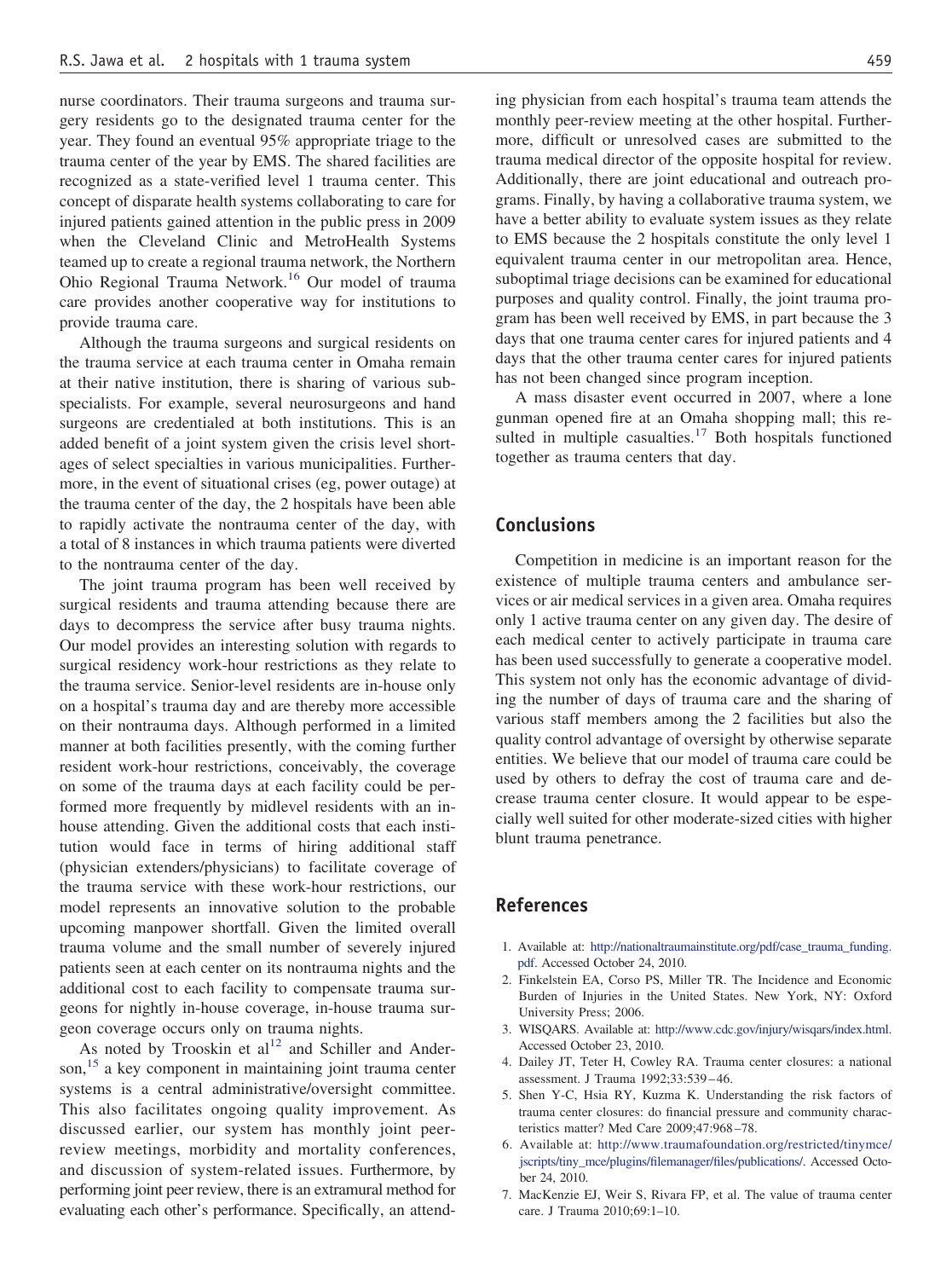nurse coordinators. Their trauma surgeons and trauma surgery residents go to the designated trauma center for the year. They found an eventual 95% appropriate triage to the trauma center of the year by EMS. The shared facilities are recognized as a state-verified level 1 trauma center. This concept of disparate health systems collaborating to care for injured patients gained attention in the public press in 2009 when the Cleveland Clinic and MetroHealth Systems teamed up to create a regional trauma network, the Northern Ohio Regional Trauma Network.[16] Our model of trauma care provides another cooperative way for institutions to provide trauma care.

Although the trauma surgeons and surgical residents on the trauma service at each trauma center in Omaha remain at their native institution, there is sharing of various subspecialists. For example, several neurosurgeons and hand surgeons are credentialed at both institutions. This is an added benefit of a joint system given the crisis level shortages of select specialties in various municipalities. Furthermore, in the event of situational crises (eg, power outage) at the trauma center of the day, the 2 hospitals have been able to rapidly activate the nontrauma center of the day, with a total of 8 instances in which trauma patients were diverted to the nontrauma center of the day.

The joint trauma program has been well received by surgical residents and trauma attending because there are days to decompress the service after busy trauma nights. Our model provides an interesting solution with regards to surgical residency work-hour restrictions as they relate to the trauma service. Senior-level residents are in-house only on a hospital's trauma day and are thereby more accessible on their nontrauma days. Although performed in a limited manner at both facilities presently, with the coming further resident work-hour restrictions, conceivably, the coverage on some of the trauma days at each facility could be performed more frequently by midlevel residents with an in-house attending. Given the additional costs that each institution would face in terms of hiring additional staff (physician extenders/physicians) to facilitate coverage of the trauma service with these work-hour restrictions, our model represents an innovative solution to the probable upcoming manpower shortfall. Given the limited overall trauma volume and the small number of severely injured patients seen at each center on its nontrauma nights and the additional cost to each facility to compensate trauma surgeons for nightly in-house coverage, in-house trauma surgeon coverage occurs only on trauma nights.

As noted by Trooskin et al[12] and Schiller and Anderson,[15] a key component in maintaining joint trauma center systems is a central administrative/oversight committee. This also facilitates ongoing quality improvement. As discussed earlier, our system has monthly joint peer-review meetings, morbidity and mortality conferences, and discussion of system-related issues. Furthermore, by performing joint peer review, there is an extramural method for evaluating each other's performance. Specifically, an attending physician from each hospital's trauma team attends the monthly peer-review meeting at the other hospital. Furthermore, difficult or unresolved cases are submitted to the trauma medical director of the opposite hospital for review. Additionally, there are joint educational and outreach programs. Finally, by having a collaborative trauma system, we have a better ability to evaluate system issues as they relate to EMS because the 2 hospitals constitute the only level 1 equivalent trauma center in our metropolitan area. Hence, suboptimal triage decisions can be examined for educational purposes and quality control. Finally, the joint trauma program has been well received by EMS, in part because the 3 days that one trauma center cares for injured patients and 4 days that the other trauma center cares for injured patients has not been changed since program inception.

A mass disaster event occurred in 2007, where a lone gunman opened fire at an Omaha shopping mall; this resulted in multiple casualties.[17] Both hospitals functioned together as trauma centers that day.

## Conclusions

Competition in medicine is an important reason for the existence of multiple trauma centers and ambulance services or air medical services in a given area. Omaha requires only 1 active trauma center on any given day. The desire of each medical center to actively participate in trauma care has been used successfully to generate a cooperative model. This system not only has the economic advantage of dividing the number of days of trauma care and the sharing of various staff members among the 2 facilities but also the quality control advantage of oversight by otherwise separate entities. We believe that our model of trauma care could be used by others to defray the cost of trauma care and decrease trauma center closure. It would appear to be especially well suited for other moderate-sized cities with higher blunt trauma penetrance.

## References

1. Available at: http://nationaltraumainstitute.org/pdf/case_trauma_funding.pdf. Accessed October 24, 2010.
2. Finkelstein EA, Corso PS, Miller TR. The Incidence and Economic Burden of Injuries in the United States. New York, NY: Oxford University Press; 2006.
3. WISQARS. Available at: http://www.cdc.gov/injury/wisqars/index.html. Accessed October 23, 2010.
4. Dailey JT, Teter H, Cowley RA. Trauma center closures: a national assessment. J Trauma 1992;33:539–46.
5. Shen Y-C, Hsia RY, Kuzma K. Understanding the risk factors of trauma center closures: do financial pressure and community characteristics matter? Med Care 2009;47:968–78.
6. Available at: http://www.traumafoundation.org/restricted/tinymce/jscripts/tiny_mce/plugins/filemanager/files/publications/. Accessed October 24, 2010.
7. MacKenzie EJ, Weir S, Rivara FP, et al. The value of trauma center care. J Trauma 2010;69:1–10.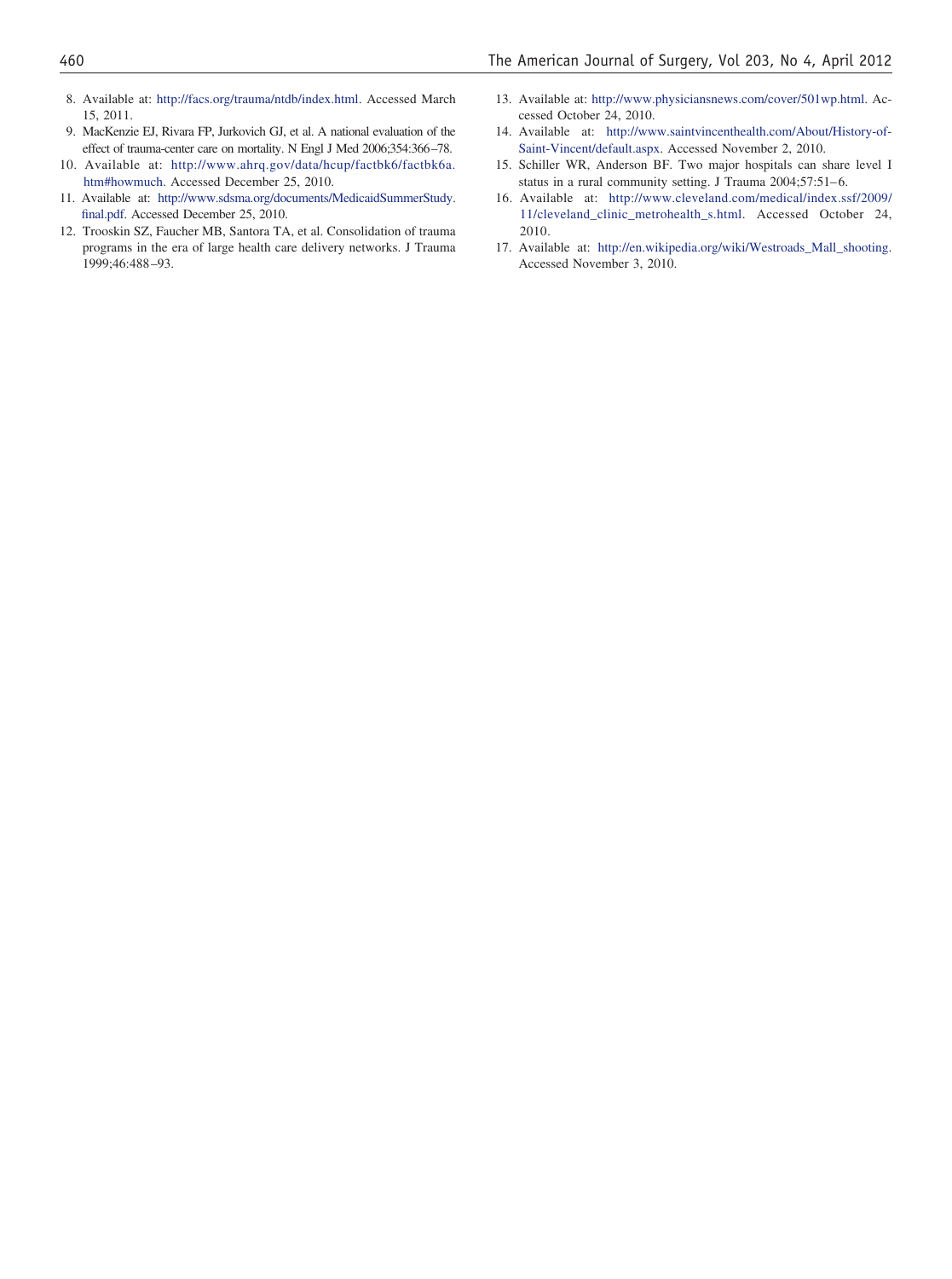8. Available at: http://facs.org/trauma/ntdb/index.html. Accessed March 15, 2011.
9. MacKenzie EJ, Rivara FP, Jurkovich GJ, et al. A national evaluation of the effect of trauma-center care on mortality. N Engl J Med 2006;354:366–78.
10. Available at: http://www.ahrq.gov/data/hcup/factbk6/factbk6a.htm#howmuch. Accessed December 25, 2010.
11. Available at: http://www.sdsma.org/documents/MedicaidSummerStudy.final.pdf. Accessed December 25, 2010.
12. Trooskin SZ, Faucher MB, Santora TA, et al. Consolidation of trauma programs in the era of large health care delivery networks. J Trauma 1999;46:488–93.
13. Available at: http://www.physiciansnews.com/cover/501wp.html. Accessed October 24, 2010.
14. Available at: http://www.saintvincenthealth.com/About/History-of-Saint-Vincent/default.aspx. Accessed November 2, 2010.
15. Schiller WR, Anderson BF. Two major hospitals can share level I status in a rural community setting. J Trauma 2004;57:51–6.
16. Available at: http://www.cleveland.com/medical/index.ssf/2009/11/cleveland_clinic_metrohealth_s.html. Accessed October 24, 2010.
17. Available at: http://en.wikipedia.org/wiki/Westroads_Mall_shooting. Accessed November 3, 2010.